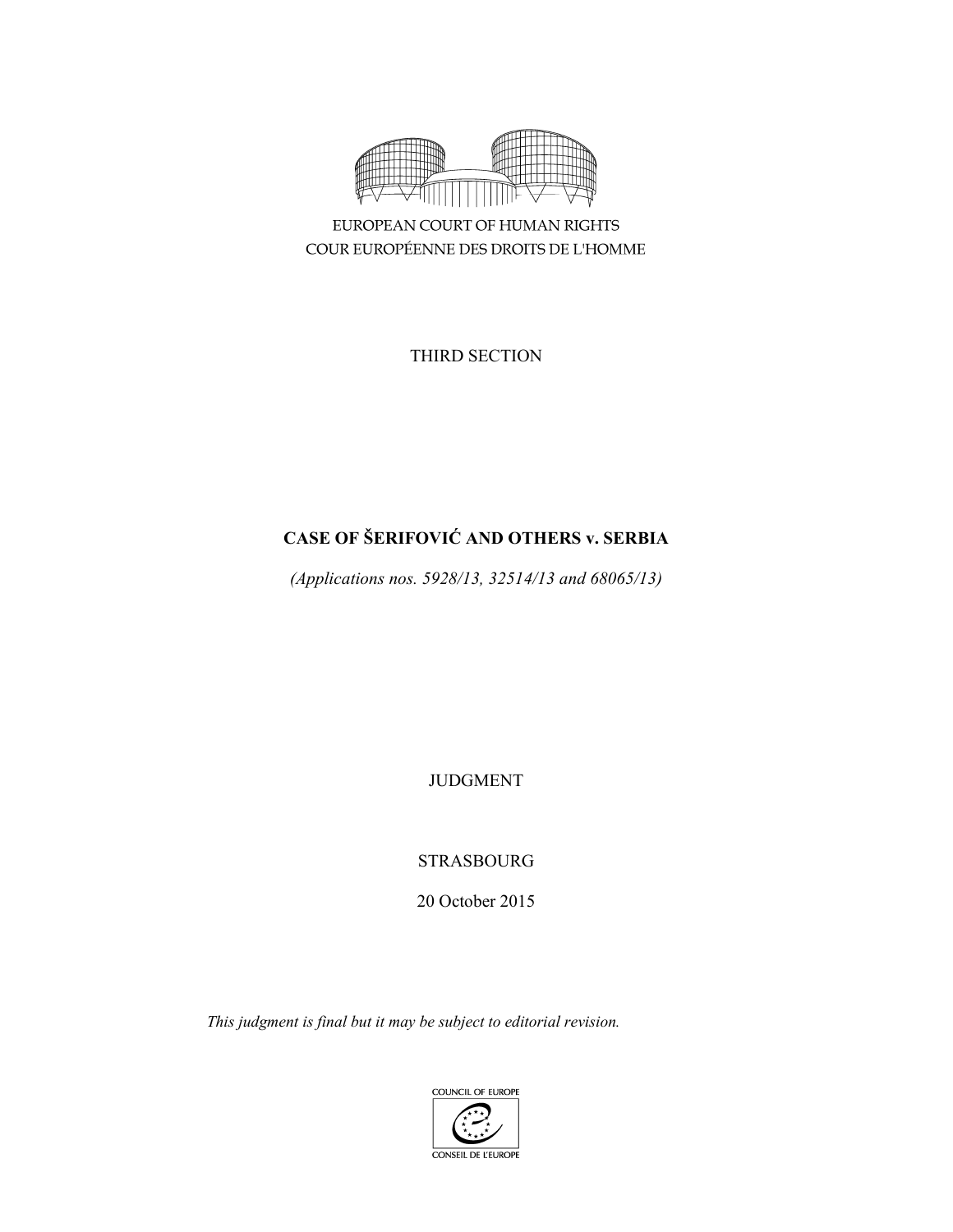EUROPEAN COURT OF HUMAN RIGHTS
COUR EUROPÉENNE DES DROITS DE L'HOMME

THIRD SECTION

# CASE OF ŠERIFOVIĆ AND OTHERS v. SERBIA

*(Applications nos. 5928/13, 32514/13 and 68065/13)*

JUDGMENT

STRASBOURG

20 October 2015

*This judgment is final but it may be subject to editorial revision.*

COUNCIL OF EUROPE
CONSEIL DE L'EUROPE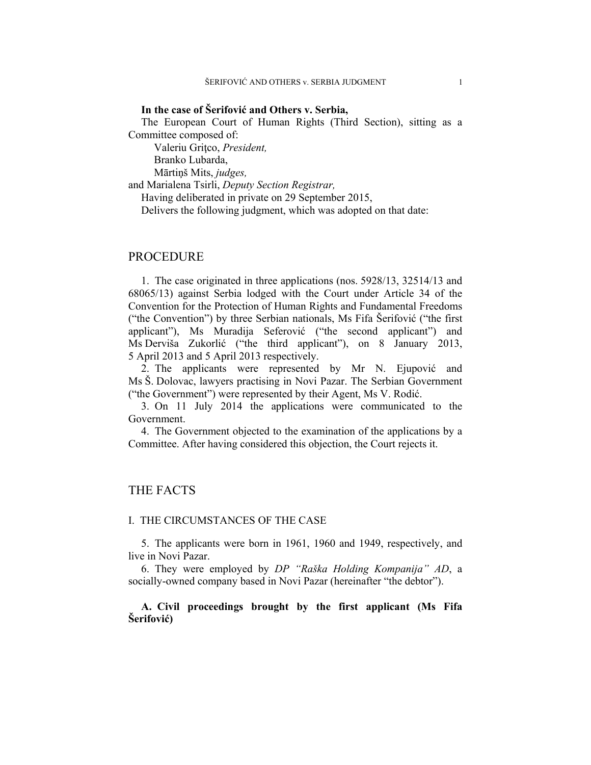**In the case of Šerifović and Others v. Serbia,**

The European Court of Human Rights (Third Section), sitting as a Committee composed of:

Valeriu Griţco, *President,*
Branko Lubarda,
Mārtiņš Mits, *judges,*

and Marialena Tsirli, *Deputy Section Registrar,*

Having deliberated in private on 29 September 2015,

Delivers the following judgment, which was adopted on that date:

# PROCEDURE

1. The case originated in three applications (nos. 5928/13, 32514/13 and 68065/13) against Serbia lodged with the Court under Article 34 of the Convention for the Protection of Human Rights and Fundamental Freedoms ("the Convention") by three Serbian nationals, Ms Fifa Šerifović ("the first applicant"), Ms Muradija Seferović ("the second applicant") and Ms Derviša Zukorlić ("the third applicant"), on 8 January 2013, 5 April 2013 and 5 April 2013 respectively.

2. The applicants were represented by Mr N. Ejupović and Ms Š. Dolovac, lawyers practising in Novi Pazar. The Serbian Government ("the Government") were represented by their Agent, Ms V. Rodić.

3. On 11 July 2014 the applications were communicated to the Government.

4. The Government objected to the examination of the applications by a Committee. After having considered this objection, the Court rejects it.

# THE FACTS

## I. THE CIRCUMSTANCES OF THE CASE

5. The applicants were born in 1961, 1960 and 1949, respectively, and live in Novi Pazar.

6. They were employed by *DP "Raška Holding Kompanija" AD*, a socially-owned company based in Novi Pazar (hereinafter "the debtor").

### A. Civil proceedings brought by the first applicant (Ms Fifa Šerifović)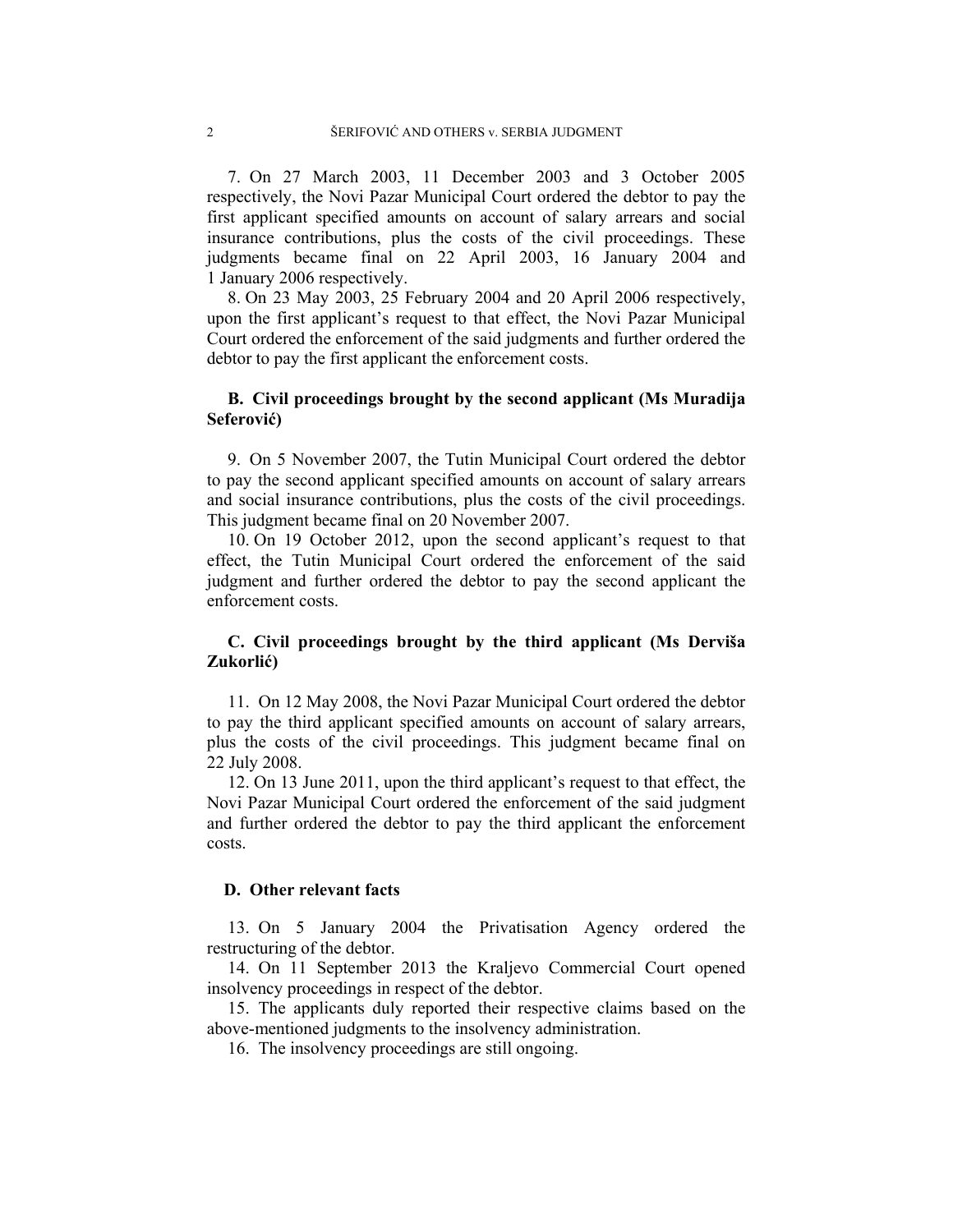7. On 27 March 2003, 11 December 2003 and 3 October 2005 respectively, the Novi Pazar Municipal Court ordered the debtor to pay the first applicant specified amounts on account of salary arrears and social insurance contributions, plus the costs of the civil proceedings. These judgments became final on 22 April 2003, 16 January 2004 and 1 January 2006 respectively.

8. On 23 May 2003, 25 February 2004 and 20 April 2006 respectively, upon the first applicant's request to that effect, the Novi Pazar Municipal Court ordered the enforcement of the said judgments and further ordered the debtor to pay the first applicant the enforcement costs.

### B. Civil proceedings brought by the second applicant (Ms Muradija Seferović)

9. On 5 November 2007, the Tutin Municipal Court ordered the debtor to pay the second applicant specified amounts on account of salary arrears and social insurance contributions, plus the costs of the civil proceedings. This judgment became final on 20 November 2007.

10. On 19 October 2012, upon the second applicant's request to that effect, the Tutin Municipal Court ordered the enforcement of the said judgment and further ordered the debtor to pay the second applicant the enforcement costs.

### C. Civil proceedings brought by the third applicant (Ms Derviša Zukorlić)

11. On 12 May 2008, the Novi Pazar Municipal Court ordered the debtor to pay the third applicant specified amounts on account of salary arrears, plus the costs of the civil proceedings. This judgment became final on 22 July 2008.

12. On 13 June 2011, upon the third applicant's request to that effect, the Novi Pazar Municipal Court ordered the enforcement of the said judgment and further ordered the debtor to pay the third applicant the enforcement costs.

### D. Other relevant facts

13. On 5 January 2004 the Privatisation Agency ordered the restructuring of the debtor.

14. On 11 September 2013 the Kraljevo Commercial Court opened insolvency proceedings in respect of the debtor.

15. The applicants duly reported their respective claims based on the above-mentioned judgments to the insolvency administration.

16. The insolvency proceedings are still ongoing.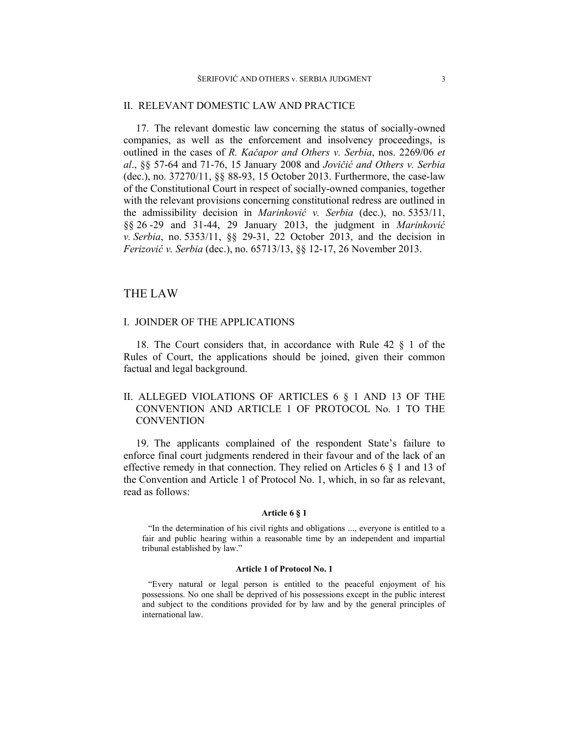## II. RELEVANT DOMESTIC LAW AND PRACTICE

17. The relevant domestic law concerning the status of socially-owned companies, as well as the enforcement and insolvency proceedings, is outlined in the cases of *R. Kačapor and Others v. Serbia*, nos. 2269/06 *et al*., §§ 57-64 and 71-76, 15 January 2008 and *Jovičić and Others v. Serbia* (dec.), no. 37270/11, §§ 88-93, 15 October 2013. Furthermore, the case-law of the Constitutional Court in respect of socially-owned companies, together with the relevant provisions concerning constitutional redress are outlined in the admissibility decision in *Marinković v. Serbia* (dec.), no. 5353/11, §§ 26 -29 and 31-44, 29 January 2013, the judgment in *Marinković v. Serbia*, no. 5353/11, §§ 29-31, 22 October 2013, and the decision in *Ferizović v. Serbia* (dec.), no. 65713/13, §§ 12-17, 26 November 2013.

# THE LAW

## I. JOINDER OF THE APPLICATIONS

18. The Court considers that, in accordance with Rule 42 § 1 of the Rules of Court, the applications should be joined, given their common factual and legal background.

## II. ALLEGED VIOLATIONS OF ARTICLES 6 § 1 AND 13 OF THE CONVENTION AND ARTICLE 1 OF PROTOCOL No. 1 TO THE CONVENTION

19. The applicants complained of the respondent State's failure to enforce final court judgments rendered in their favour and of the lack of an effective remedy in that connection. They relied on Articles 6 § 1 and 13 of the Convention and Article 1 of Protocol No. 1, which, in so far as relevant, read as follows:

**Article 6 § 1**

"In the determination of his civil rights and obligations ..., everyone is entitled to a fair and public hearing within a reasonable time by an independent and impartial tribunal established by law."

**Article 1 of Protocol No. 1**

"Every natural or legal person is entitled to the peaceful enjoyment of his possessions. No one shall be deprived of his possessions except in the public interest and subject to the conditions provided for by law and by the general principles of international law.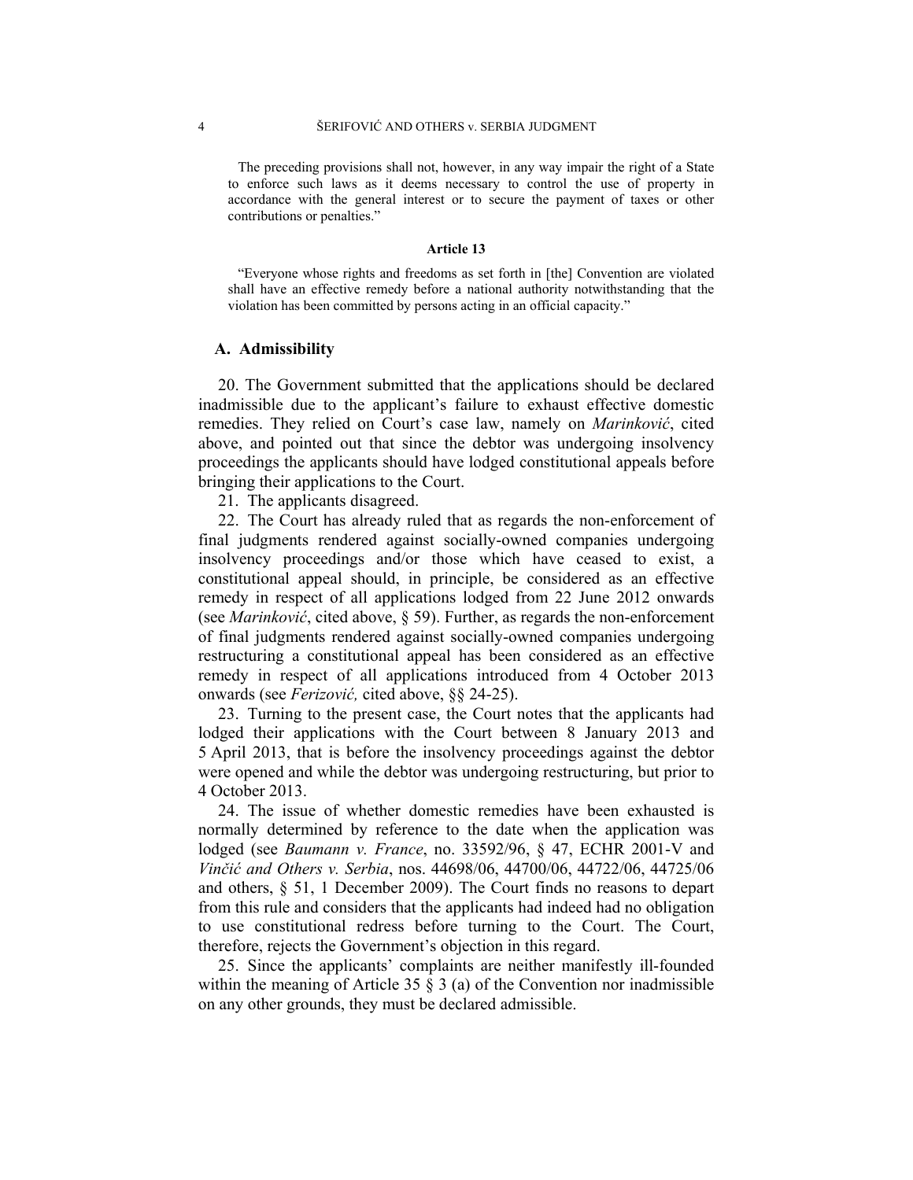The preceding provisions shall not, however, in any way impair the right of a State to enforce such laws as it deems necessary to control the use of property in accordance with the general interest or to secure the payment of taxes or other contributions or penalties."

**Article 13**

"Everyone whose rights and freedoms as set forth in [the] Convention are violated shall have an effective remedy before a national authority notwithstanding that the violation has been committed by persons acting in an official capacity."

## A. Admissibility

20. The Government submitted that the applications should be declared inadmissible due to the applicant's failure to exhaust effective domestic remedies. They relied on Court's case law, namely on *Marinković*, cited above, and pointed out that since the debtor was undergoing insolvency proceedings the applicants should have lodged constitutional appeals before bringing their applications to the Court.

21. The applicants disagreed.

22. The Court has already ruled that as regards the non-enforcement of final judgments rendered against socially-owned companies undergoing insolvency proceedings and/or those which have ceased to exist, a constitutional appeal should, in principle, be considered as an effective remedy in respect of all applications lodged from 22 June 2012 onwards (see *Marinković*, cited above, § 59). Further, as regards the non-enforcement of final judgments rendered against socially-owned companies undergoing restructuring a constitutional appeal has been considered as an effective remedy in respect of all applications introduced from 4 October 2013 onwards (see *Ferizović,* cited above, §§ 24-25).

23. Turning to the present case, the Court notes that the applicants had lodged their applications with the Court between 8 January 2013 and 5 April 2013, that is before the insolvency proceedings against the debtor were opened and while the debtor was undergoing restructuring, but prior to 4 October 2013.

24. The issue of whether domestic remedies have been exhausted is normally determined by reference to the date when the application was lodged (see *Baumann v. France*, no. 33592/96, § 47, ECHR 2001-V and *Vinčić and Others v. Serbia*, nos. 44698/06, 44700/06, 44722/06, 44725/06 and others, § 51, 1 December 2009). The Court finds no reasons to depart from this rule and considers that the applicants had indeed had no obligation to use constitutional redress before turning to the Court. The Court, therefore, rejects the Government's objection in this regard.

25. Since the applicants' complaints are neither manifestly ill-founded within the meaning of Article 35 § 3 (a) of the Convention nor inadmissible on any other grounds, they must be declared admissible.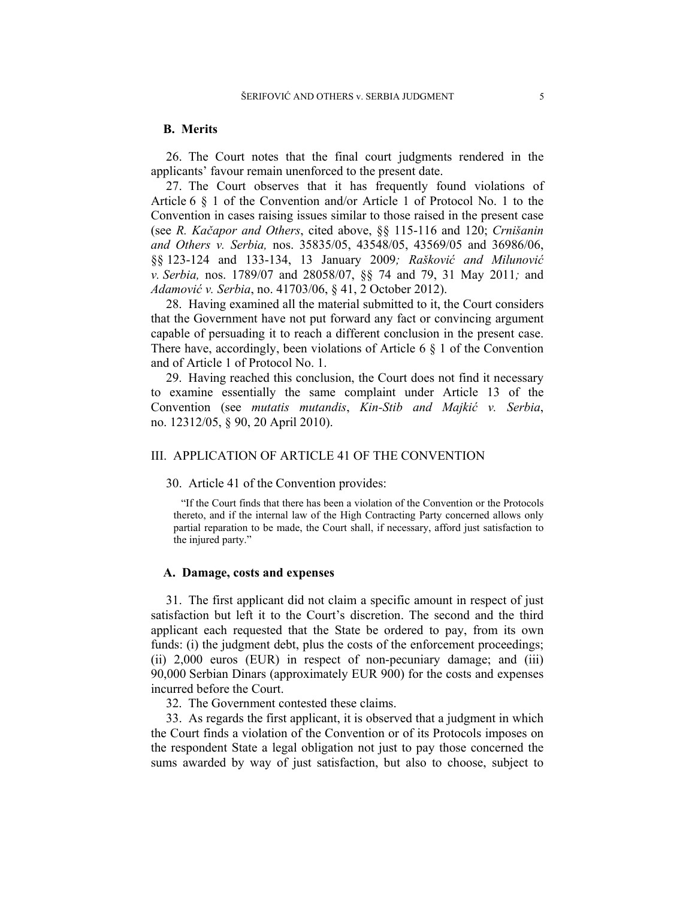## B. Merits

26. The Court notes that the final court judgments rendered in the applicants' favour remain unenforced to the present date.

27. The Court observes that it has frequently found violations of Article 6 § 1 of the Convention and/or Article 1 of Protocol No. 1 to the Convention in cases raising issues similar to those raised in the present case (see *R. Kačapor and Others*, cited above, §§ 115-116 and 120; *Crnišanin and Others v. Serbia,* nos. 35835/05, 43548/05, 43569/05 and 36986/06, §§ 123-124 and 133-134, 13 January 2009*; Rašković and Milunović v. Serbia,* nos. 1789/07 and 28058/07, §§ 74 and 79, 31 May 2011*;* and *Adamović v. Serbia*, no. 41703/06, § 41, 2 October 2012).

28. Having examined all the material submitted to it, the Court considers that the Government have not put forward any fact or convincing argument capable of persuading it to reach a different conclusion in the present case. There have, accordingly, been violations of Article 6 § 1 of the Convention and of Article 1 of Protocol No. 1.

29. Having reached this conclusion, the Court does not find it necessary to examine essentially the same complaint under Article 13 of the Convention (see *mutatis mutandis*, *Kin-Stib and Majkić v. Serbia*, no. 12312/05, § 90, 20 April 2010).

# III. APPLICATION OF ARTICLE 41 OF THE CONVENTION

30. Article 41 of the Convention provides:

> "If the Court finds that there has been a violation of the Convention or the Protocols thereto, and if the internal law of the High Contracting Party concerned allows only partial reparation to be made, the Court shall, if necessary, afford just satisfaction to the injured party."

## A. Damage, costs and expenses

31. The first applicant did not claim a specific amount in respect of just satisfaction but left it to the Court's discretion. The second and the third applicant each requested that the State be ordered to pay, from its own funds: (i) the judgment debt, plus the costs of the enforcement proceedings; (ii) 2,000 euros (EUR) in respect of non-pecuniary damage; and (iii) 90,000 Serbian Dinars (approximately EUR 900) for the costs and expenses incurred before the Court.

32. The Government contested these claims.

33. As regards the first applicant, it is observed that a judgment in which the Court finds a violation of the Convention or of its Protocols imposes on the respondent State a legal obligation not just to pay those concerned the sums awarded by way of just satisfaction, but also to choose, subject to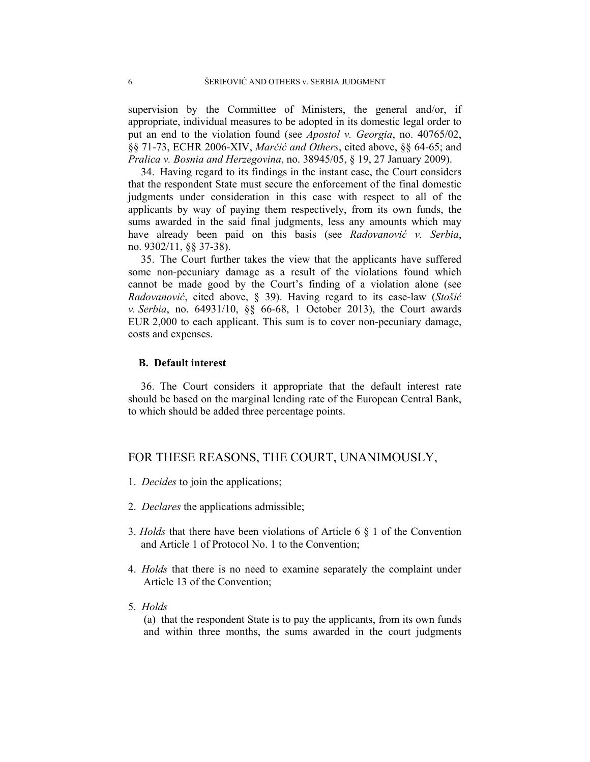supervision by the Committee of Ministers, the general and/or, if appropriate, individual measures to be adopted in its domestic legal order to put an end to the violation found (see *Apostol v. Georgia*, no. 40765/02, §§ 71-73, ECHR 2006-XIV, *Marčić and Others*, cited above, §§ 64-65; and *Pralica v. Bosnia and Herzegovina*, no. 38945/05, § 19, 27 January 2009).

34. Having regard to its findings in the instant case, the Court considers that the respondent State must secure the enforcement of the final domestic judgments under consideration in this case with respect to all of the applicants by way of paying them respectively, from its own funds, the sums awarded in the said final judgments, less any amounts which may have already been paid on this basis (see *Radovanović v. Serbia*, no. 9302/11, §§ 37-38).

35. The Court further takes the view that the applicants have suffered some non-pecuniary damage as a result of the violations found which cannot be made good by the Court's finding of a violation alone (see *Radovanović*, cited above, § 39). Having regard to its case-law (*Stošić v. Serbia*, no. 64931/10, §§ 66-68, 1 October 2013), the Court awards EUR 2,000 to each applicant. This sum is to cover non-pecuniary damage, costs and expenses.

### B. Default interest

36. The Court considers it appropriate that the default interest rate should be based on the marginal lending rate of the European Central Bank, to which should be added three percentage points.

## FOR THESE REASONS, THE COURT, UNANIMOUSLY,

1. *Decides* to join the applications;

2. *Declares* the applications admissible;

3. *Holds* that there have been violations of Article 6 § 1 of the Convention and Article 1 of Protocol No. 1 to the Convention;

4. *Holds* that there is no need to examine separately the complaint under Article 13 of the Convention;

5. *Holds*

   (a) that the respondent State is to pay the applicants, from its own funds and within three months, the sums awarded in the court judgments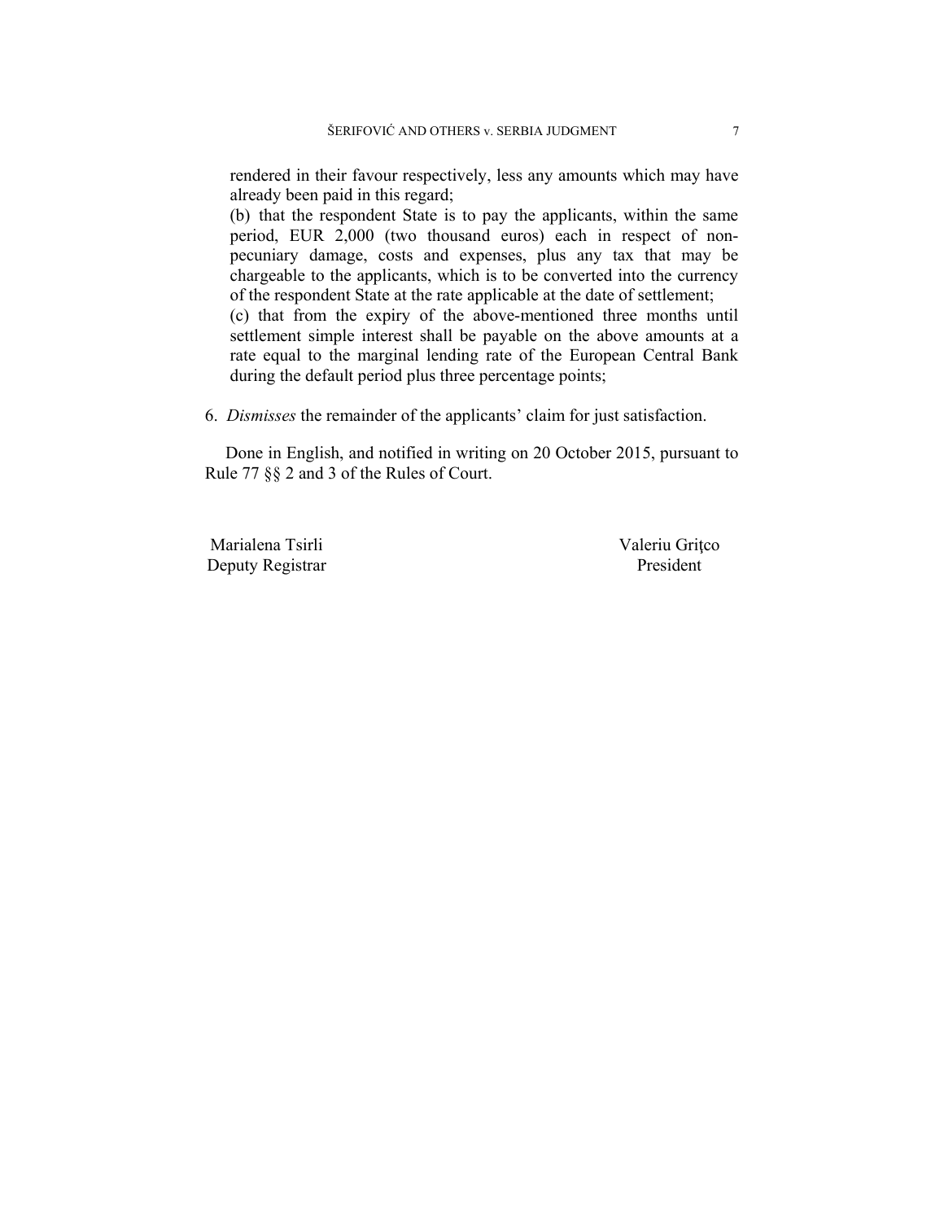rendered in their favour respectively, less any amounts which may have already been paid in this regard;

(b) that the respondent State is to pay the applicants, within the same period, EUR 2,000 (two thousand euros) each in respect of non-pecuniary damage, costs and expenses, plus any tax that may be chargeable to the applicants, which is to be converted into the currency of the respondent State at the rate applicable at the date of settlement;

(c) that from the expiry of the above-mentioned three months until settlement simple interest shall be payable on the above amounts at a rate equal to the marginal lending rate of the European Central Bank during the default period plus three percentage points;

6. *Dismisses* the remainder of the applicants' claim for just satisfaction.

Done in English, and notified in writing on 20 October 2015, pursuant to Rule 77 §§ 2 and 3 of the Rules of Court.

Marialena Tsirli
Deputy Registrar

Valeriu Griţco
President